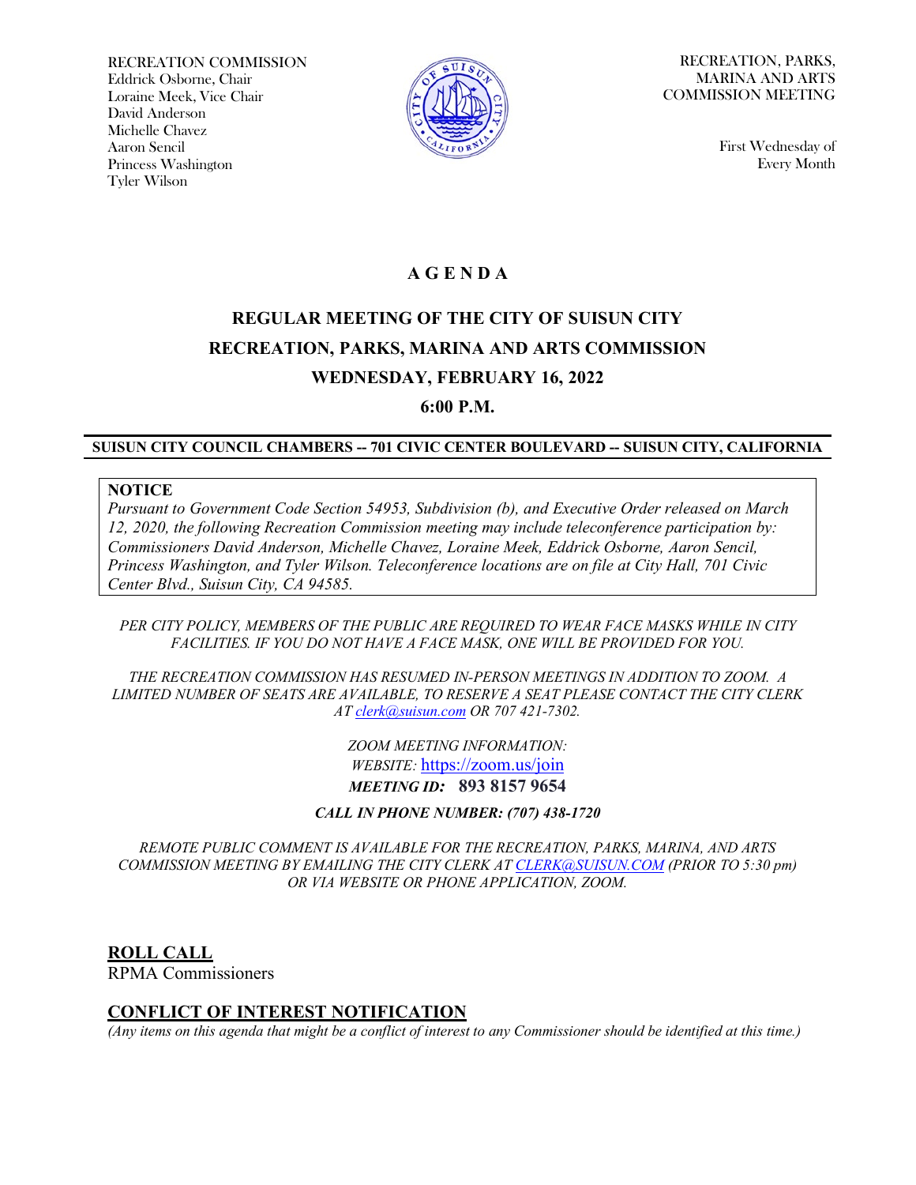RECREATION COMMISSION
Eddrick Osborne, Chair
Loraine Meek, Vice Chair
David Anderson
Michelle Chavez
Aaron Sencil
Princess Washington
Tyler Wilson

RECREATION, PARKS, MARINA AND ARTS COMMISSION MEETING

First Wednesday of Every Month

# A G E N D A

## REGULAR MEETING OF THE CITY OF SUISUN CITY RECREATION, PARKS, MARINA AND ARTS COMMISSION

## WEDNESDAY, FEBRUARY 16, 2022

## 6:00 P.M.

**SUISUN CITY COUNCIL CHAMBERS -- 701 CIVIC CENTER BOULEVARD -- SUISUN CITY, CALIFORNIA**

**NOTICE**
*Pursuant to Government Code Section 54953, Subdivision (b), and Executive Order released on March 12, 2020, the following Recreation Commission meeting may include teleconference participation by: Commissioners David Anderson, Michelle Chavez, Loraine Meek, Eddrick Osborne, Aaron Sencil, Princess Washington, and Tyler Wilson. Teleconference locations are on file at City Hall, 701 Civic Center Blvd., Suisun City, CA 94585.*

*PER CITY POLICY, MEMBERS OF THE PUBLIC ARE REQUIRED TO WEAR FACE MASKS WHILE IN CITY FACILITIES. IF YOU DO NOT HAVE A FACE MASK, ONE WILL BE PROVIDED FOR YOU.*

*THE RECREATION COMMISSION HAS RESUMED IN-PERSON MEETINGS IN ADDITION TO ZOOM. A LIMITED NUMBER OF SEATS ARE AVAILABLE, TO RESERVE A SEAT PLEASE CONTACT THE CITY CLERK AT clerk@suisun.com OR 707 421-7302.*

*ZOOM MEETING INFORMATION:*
*WEBSITE:* https://zoom.us/join
***MEETING ID:* 893 8157 9654**

***CALL IN PHONE NUMBER: (707) 438-1720***

*REMOTE PUBLIC COMMENT IS AVAILABLE FOR THE RECREATION, PARKS, MARINA, AND ARTS COMMISSION MEETING BY EMAILING THE CITY CLERK AT CLERK@SUISUN.COM (PRIOR TO 5:30 pm) OR VIA WEBSITE OR PHONE APPLICATION, ZOOM.*

## ROLL CALL
RPMA Commissioners

## CONFLICT OF INTEREST NOTIFICATION
*(Any items on this agenda that might be a conflict of interest to any Commissioner should be identified at this time.)*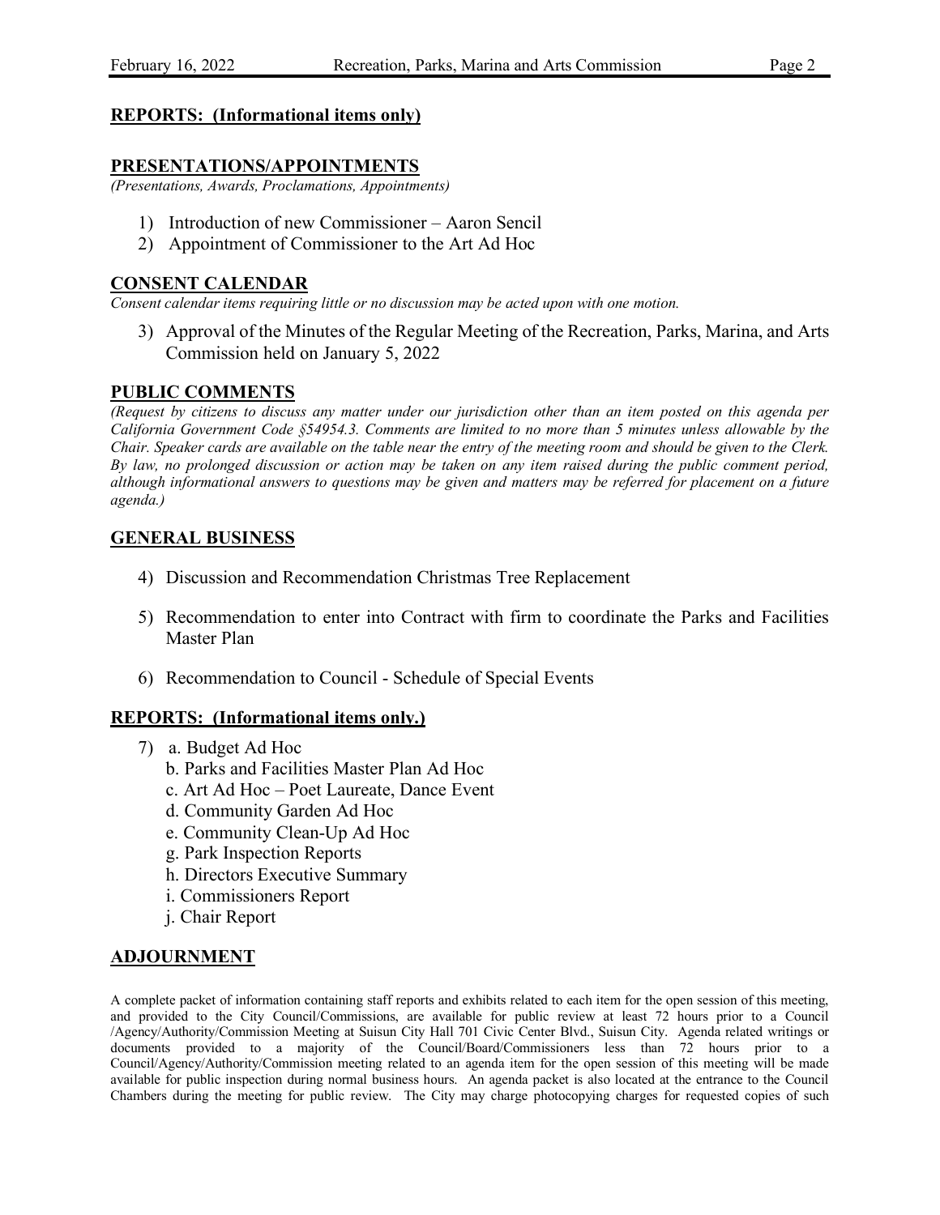## REPORTS: (Informational items only)

## PRESENTATIONS/APPOINTMENTS

*(Presentations, Awards, Proclamations, Appointments)*

1) Introduction of new Commissioner – Aaron Sencil
2) Appointment of Commissioner to the Art Ad Hoc

## CONSENT CALENDAR

*Consent calendar items requiring little or no discussion may be acted upon with one motion.*

3) Approval of the Minutes of the Regular Meeting of the Recreation, Parks, Marina, and Arts Commission held on January 5, 2022

## PUBLIC COMMENTS

*(Request by citizens to discuss any matter under our jurisdiction other than an item posted on this agenda per California Government Code §54954.3. Comments are limited to no more than 5 minutes unless allowable by the Chair. Speaker cards are available on the table near the entry of the meeting room and should be given to the Clerk. By law, no prolonged discussion or action may be taken on any item raised during the public comment period, although informational answers to questions may be given and matters may be referred for placement on a future agenda.)*

## GENERAL BUSINESS

4) Discussion and Recommendation Christmas Tree Replacement

5) Recommendation to enter into Contract with firm to coordinate the Parks and Facilities Master Plan

6) Recommendation to Council - Schedule of Special Events

## REPORTS: (Informational items only.)

7) a. Budget Ad Hoc
   b. Parks and Facilities Master Plan Ad Hoc
   c. Art Ad Hoc – Poet Laureate, Dance Event
   d. Community Garden Ad Hoc
   e. Community Clean-Up Ad Hoc
   g. Park Inspection Reports
   h. Directors Executive Summary
   i. Commissioners Report
   j. Chair Report

## ADJOURNMENT

A complete packet of information containing staff reports and exhibits related to each item for the open session of this meeting, and provided to the City Council/Commissions, are available for public review at least 72 hours prior to a Council /Agency/Authority/Commission Meeting at Suisun City Hall 701 Civic Center Blvd., Suisun City. Agenda related writings or documents provided to a majority of the Council/Board/Commissioners less than 72 hours prior to a Council/Agency/Authority/Commission meeting related to an agenda item for the open session of this meeting will be made available for public inspection during normal business hours. An agenda packet is also located at the entrance to the Council Chambers during the meeting for public review. The City may charge photocopying charges for requested copies of such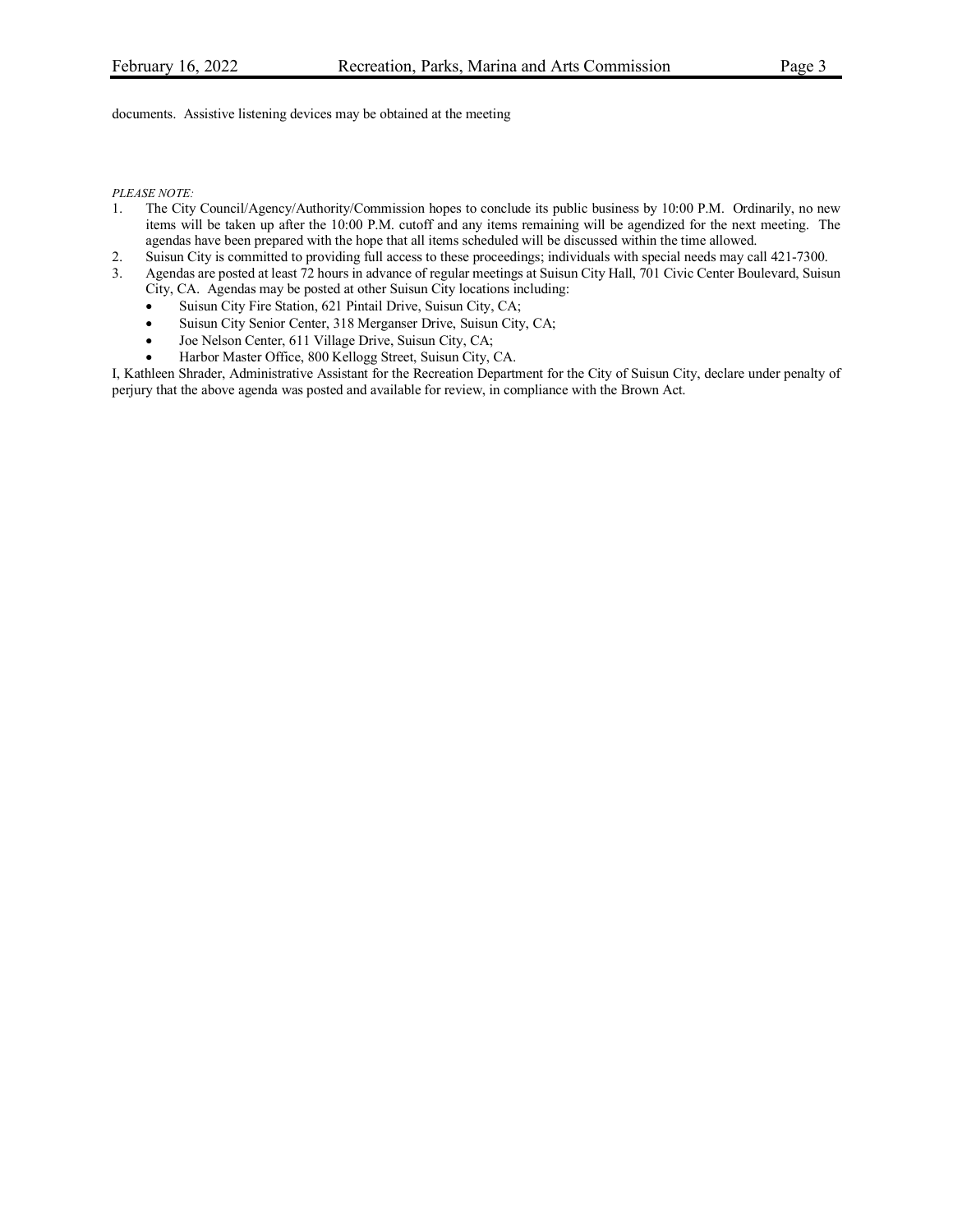documents. Assistive listening devices may be obtained at the meeting

*PLEASE NOTE:*

1. The City Council/Agency/Authority/Commission hopes to conclude its public business by 10:00 P.M. Ordinarily, no new items will be taken up after the 10:00 P.M. cutoff and any items remaining will be agendized for the next meeting. The agendas have been prepared with the hope that all items scheduled will be discussed within the time allowed.
2. Suisun City is committed to providing full access to these proceedings; individuals with special needs may call 421-7300.
3. Agendas are posted at least 72 hours in advance of regular meetings at Suisun City Hall, 701 Civic Center Boulevard, Suisun City, CA. Agendas may be posted at other Suisun City locations including:
   - Suisun City Fire Station, 621 Pintail Drive, Suisun City, CA;
   - Suisun City Senior Center, 318 Merganser Drive, Suisun City, CA;
   - Joe Nelson Center, 611 Village Drive, Suisun City, CA;
   - Harbor Master Office, 800 Kellogg Street, Suisun City, CA.

I, Kathleen Shrader, Administrative Assistant for the Recreation Department for the City of Suisun City, declare under penalty of perjury that the above agenda was posted and available for review, in compliance with the Brown Act.